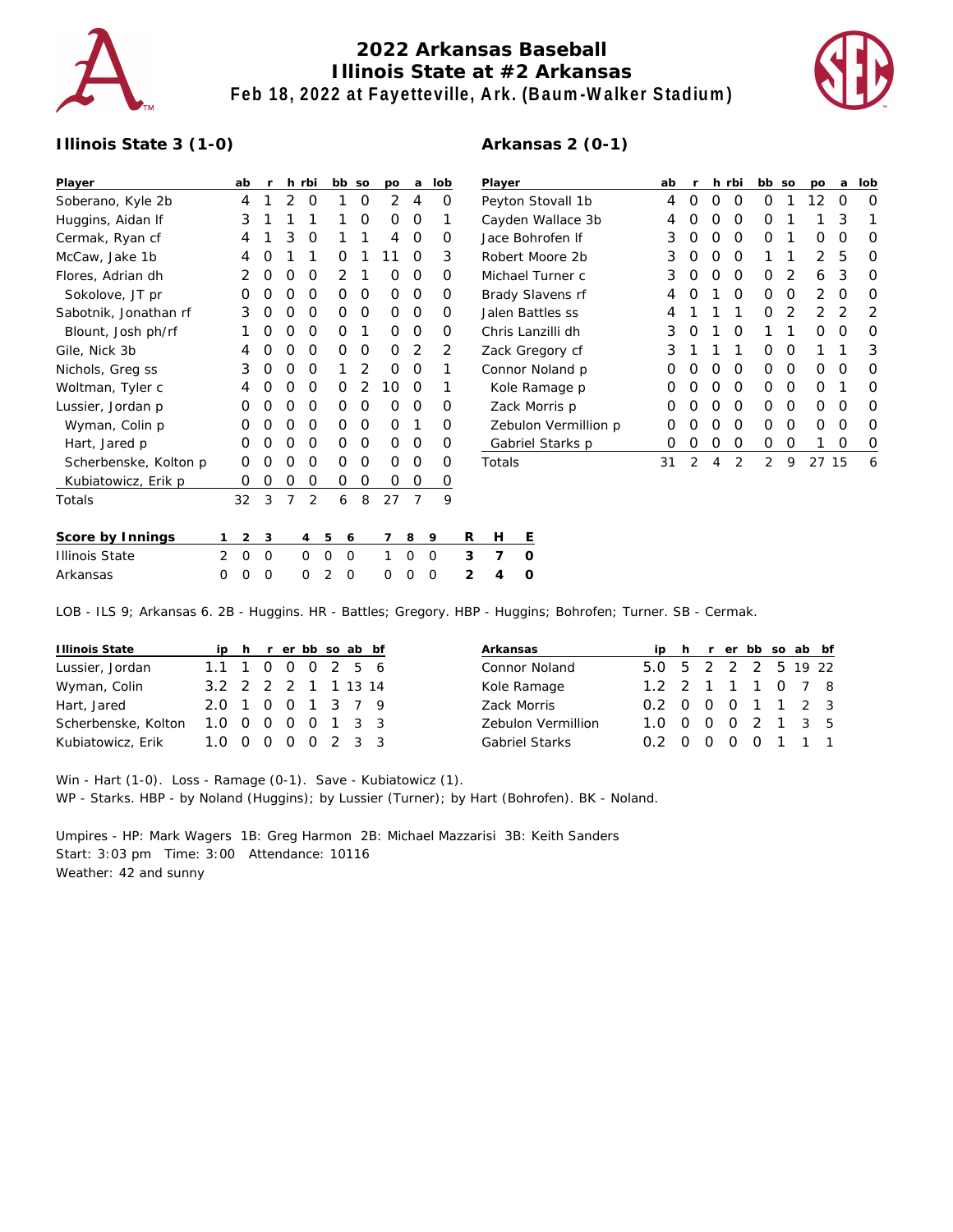# 2022 Arkansas Baseball
## Illinois State at #2 Arkansas
### Feb 18, 2022 at Fayetteville, Ark. (Baum-Walker Stadium)

**Illinois State 3 (1-0)**

| Player | ab | r | h | rbi | bb | so | po | a | lob |
|---|---|---|---|---|---|---|---|---|---|
| Soberano, Kyle 2b | 4 | 1 | 2 | 0 | 1 | 0 | 2 | 4 | 0 |
| Huggins, Aidan lf | 3 | 1 | 1 | 1 | 1 | 0 | 0 | 0 | 1 |
| Cermak, Ryan cf | 4 | 1 | 3 | 0 | 1 | 1 | 4 | 0 | 0 |
| McCaw, Jake 1b | 4 | 0 | 1 | 1 | 0 | 1 | 11 | 0 | 3 |
| Flores, Adrian dh | 2 | 0 | 0 | 0 | 2 | 1 | 0 | 0 | 0 |
| Sokolove, JT pr | 0 | 0 | 0 | 0 | 0 | 0 | 0 | 0 | 0 |
| Sabotnik, Jonathan rf | 3 | 0 | 0 | 0 | 0 | 0 | 0 | 0 | 0 |
| Blount, Josh ph/rf | 1 | 0 | 0 | 0 | 0 | 1 | 0 | 0 | 0 |
| Gile, Nick 3b | 4 | 0 | 0 | 0 | 0 | 0 | 0 | 2 | 2 |
| Nichols, Greg ss | 3 | 0 | 0 | 0 | 1 | 2 | 0 | 0 | 1 |
| Woltman, Tyler c | 4 | 0 | 0 | 0 | 0 | 2 | 10 | 0 | 1 |
| Lussier, Jordan p | 0 | 0 | 0 | 0 | 0 | 0 | 0 | 0 | 0 |
| Wyman, Colin p | 0 | 0 | 0 | 0 | 0 | 0 | 0 | 1 | 0 |
| Hart, Jared p | 0 | 0 | 0 | 0 | 0 | 0 | 0 | 0 | 0 |
| Scherbenske, Kolton p | 0 | 0 | 0 | 0 | 0 | 0 | 0 | 0 | 0 |
| Kubiatowicz, Erik p | 0 | 0 | 0 | 0 | 0 | 0 | 0 | 0 | 0 |
| Totals | 32 | 3 | 7 | 2 | 6 | 8 | 27 | 7 | 9 |

**Arkansas 2 (0-1)**

| Player | ab | r | h | rbi | bb | so | po | a | lob |
|---|---|---|---|---|---|---|---|---|---|
| Peyton Stovall 1b | 4 | 0 | 0 | 0 | 0 | 1 | 12 | 0 | 0 |
| Cayden Wallace 3b | 4 | 0 | 0 | 0 | 0 | 1 | 1 | 3 | 1 |
| Jace Bohrofen lf | 3 | 0 | 0 | 0 | 0 | 1 | 0 | 0 | 0 |
| Robert Moore 2b | 3 | 0 | 0 | 0 | 1 | 1 | 2 | 5 | 0 |
| Michael Turner c | 3 | 0 | 0 | 0 | 0 | 2 | 6 | 3 | 0 |
| Brady Slavens rf | 4 | 0 | 1 | 0 | 0 | 0 | 2 | 0 | 0 |
| Jalen Battles ss | 4 | 1 | 1 | 1 | 0 | 2 | 2 | 2 | 2 |
| Chris Lanzilli dh | 3 | 0 | 1 | 0 | 1 | 1 | 0 | 0 | 0 |
| Zack Gregory cf | 3 | 1 | 1 | 1 | 0 | 0 | 1 | 1 | 3 |
| Connor Noland p | 0 | 0 | 0 | 0 | 0 | 0 | 0 | 0 | 0 |
| Kole Ramage p | 0 | 0 | 0 | 0 | 0 | 0 | 0 | 1 | 0 |
| Zack Morris p | 0 | 0 | 0 | 0 | 0 | 0 | 0 | 0 | 0 |
| Zebulon Vermillion p | 0 | 0 | 0 | 0 | 0 | 0 | 0 | 0 | 0 |
| Gabriel Starks p | 0 | 0 | 0 | 0 | 0 | 0 | 1 | 0 | 0 |
| Totals | 31 | 2 | 4 | 2 | 2 | 9 | 27 | 15 | 6 |

| Score by Innings | 1 | 2 | 3 | 4 | 5 | 6 | 7 | 8 | 9 | R | H | E |
|---|---|---|---|---|---|---|---|---|---|---|---|---|
| Illinois State | 2 | 0 | 0 | 0 | 0 | 0 | 1 | 0 | 0 | 3 | 7 | 0 |
| Arkansas | 0 | 0 | 0 | 0 | 2 | 0 | 0 | 0 | 0 | 2 | 4 | 0 |

LOB - ILS 9; Arkansas 6. 2B - Huggins. HR - Battles; Gregory. HBP - Huggins; Bohrofen; Turner. SB - Cermak.

| Illinois State | ip | h | r | er | bb | so | ab | bf |
|---|---|---|---|---|---|---|---|---|
| Lussier, Jordan | 1.1 | 1 | 0 | 0 | 0 | 2 | 5 | 6 |
| Wyman, Colin | 3.2 | 2 | 2 | 2 | 1 | 1 | 13 | 14 |
| Hart, Jared | 2.0 | 1 | 0 | 0 | 1 | 3 | 7 | 9 |
| Scherbenske, Kolton | 1.0 | 0 | 0 | 0 | 0 | 1 | 3 | 3 |
| Kubiatowicz, Erik | 1.0 | 0 | 0 | 0 | 0 | 2 | 3 | 3 |

| Arkansas | ip | h | r | er | bb | so | ab | bf |
|---|---|---|---|---|---|---|---|---|
| Connor Noland | 5.0 | 5 | 2 | 2 | 2 | 5 | 19 | 22 |
| Kole Ramage | 1.2 | 2 | 1 | 1 | 1 | 0 | 7 | 8 |
| Zack Morris | 0.2 | 0 | 0 | 0 | 1 | 1 | 2 | 3 |
| Zebulon Vermillion | 1.0 | 0 | 0 | 0 | 2 | 1 | 3 | 5 |
| Gabriel Starks | 0.2 | 0 | 0 | 0 | 0 | 1 | 1 | 1 |

Win - Hart (1-0). Loss - Ramage (0-1). Save - Kubiatowicz (1).
WP - Starks. HBP - by Noland (Huggins); by Lussier (Turner); by Hart (Bohrofen). BK - Noland.

Umpires - HP: Mark Wagers 1B: Greg Harmon 2B: Michael Mazzarisi 3B: Keith Sanders
Start: 3:03 pm Time: 3:00 Attendance: 10116
Weather: 42 and sunny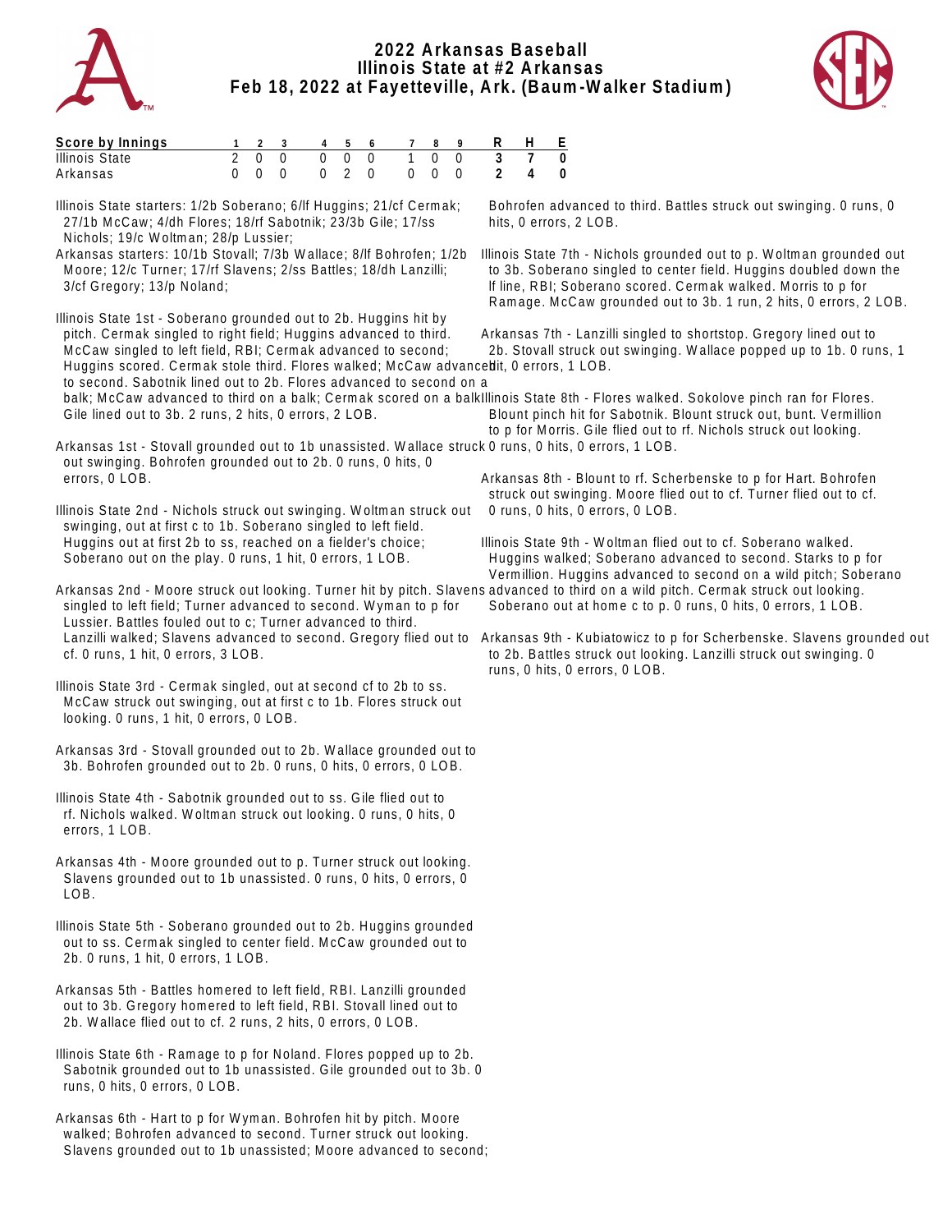# 2022 Arkansas Baseball
## Illinois State at #2 Arkansas
### Feb 18, 2022 at Fayetteville, Ark. (Baum-Walker Stadium)

| Score by Innings | 1 | 2 | 3 | 4 | 5 | 6 | 7 | 8 | 9 | R | H | E |
|---|---|---|---|---|---|---|---|---|---|---|---|---|
| Illinois State | 2 | 0 | 0 | 0 | 0 | 0 | 1 | 0 | 0 | 3 | 7 | 0 |
| Arkansas | 0 | 0 | 0 | 0 | 2 | 0 | 0 | 0 | 0 | 2 | 4 | 0 |

Illinois State starters: 1/2b Soberano; 6/lf Huggins; 21/cf Cermak; 27/1b McCaw; 4/dh Flores; 18/rf Sabotnik; 23/3b Gile; 17/ss Nichols; 19/c Woltman; 28/p Lussier;

Arkansas starters: 10/1b Stovall; 7/3b Wallace; 8/lf Bohrofen; 1/2b Moore; 12/c Turner; 17/rf Slavens; 2/ss Battles; 18/dh Lanzilli; 3/cf Gregory; 13/p Noland;

Illinois State 1st - Soberano grounded out to 2b. Huggins hit by pitch. Cermak singled to right field; Huggins advanced to third. McCaw singled to left field, RBI; Cermak advanced to second; Huggins scored. Cermak stole third. Flores walked; McCaw advanced to second. Sabotnik lined out to 2b. Flores advanced to second on a balk; McCaw advanced to third on a balk; Cermak scored on a balk. Gile lined out to 3b. 2 runs, 2 hits, 0 errors, 2 LOB.

Arkansas 1st - Stovall grounded out to 1b unassisted. Wallace struck out swinging. Bohrofen grounded out to 2b. 0 runs, 0 hits, 0 errors, 0 LOB.

Illinois State 2nd - Nichols struck out swinging. Woltman struck out swinging, out at first c to 1b. Soberano singled to left field. Huggins out at first 2b to ss, reached on a fielder's choice; Soberano out on the play. 0 runs, 1 hit, 0 errors, 1 LOB.

Arkansas 2nd - Moore struck out looking. Turner hit by pitch. Slavens singled to left field; Turner advanced to second. Wyman to p for Lussier. Battles fouled out to c; Turner advanced to third. Lanzilli walked; Slavens advanced to second. Gregory flied out to cf. 0 runs, 1 hit, 0 errors, 3 LOB.

Illinois State 3rd - Cermak singled, out at second cf to 2b to ss. McCaw struck out swinging, out at first c to 1b. Flores struck out looking. 0 runs, 1 hit, 0 errors, 0 LOB.

Arkansas 3rd - Stovall grounded out to 2b. Wallace grounded out to 3b. Bohrofen grounded out to 2b. 0 runs, 0 hits, 0 errors, 0 LOB.

Illinois State 4th - Sabotnik grounded out to ss. Gile flied out to rf. Nichols walked. Woltman struck out looking. 0 runs, 0 hits, 0 errors, 1 LOB.

Arkansas 4th - Moore grounded out to p. Turner struck out looking. Slavens grounded out to 1b unassisted. 0 runs, 0 hits, 0 errors, 0 LOB.

Illinois State 5th - Soberano grounded out to 2b. Huggins grounded out to ss. Cermak singled to center field. McCaw grounded out to 2b. 0 runs, 1 hit, 0 errors, 1 LOB.

Arkansas 5th - Battles homered to left field, RBI. Lanzilli grounded out to 3b. Gregory homered to left field, RBI. Stovall lined out to 2b. Wallace flied out to cf. 2 runs, 2 hits, 0 errors, 0 LOB.

Illinois State 6th - Ramage to p for Noland. Flores popped up to 2b. Sabotnik grounded out to 1b unassisted. Gile grounded out to 3b. 0 runs, 0 hits, 0 errors, 0 LOB.

Arkansas 6th - Hart to p for Wyman. Bohrofen hit by pitch. Moore walked; Bohrofen advanced to second. Turner struck out looking. Slavens grounded out to 1b unassisted; Moore advanced to second; Bohrofen advanced to third. Battles struck out swinging. 0 runs, 0 hits, 0 errors, 2 LOB.

Illinois State 7th - Nichols grounded out to p. Woltman grounded out to 3b. Soberano singled to center field. Huggins doubled down the lf line, RBI; Soberano scored. Cermak walked. Morris to p for Ramage. McCaw grounded out to 3b. 1 run, 2 hits, 0 errors, 2 LOB.

Arkansas 7th - Lanzilli singled to shortstop. Gregory lined out to 2b. Stovall struck out swinging. Wallace popped up to 1b. 0 runs, 1 hit, 0 errors, 1 LOB.

Illinois State 8th - Flores walked. Sokolove pinch ran for Flores. Blount pinch hit for Sabotnik. Blount struck out, bunt. Vermillion to p for Morris. Gile flied out to rf. Nichols struck out looking. 0 runs, 0 hits, 0 errors, 1 LOB.

Arkansas 8th - Blount to rf. Scherbenske to p for Hart. Bohrofen struck out swinging. Moore flied out to cf. Turner flied out to cf. 0 runs, 0 hits, 0 errors, 0 LOB.

Illinois State 9th - Woltman flied out to cf. Soberano walked. Huggins walked; Soberano advanced to second. Starks to p for Vermillion. Huggins advanced to second on a wild pitch; Soberano advanced to third on a wild pitch. Cermak struck out looking. Soberano out at home c to p. 0 runs, 0 hits, 0 errors, 1 LOB.

Arkansas 9th - Kubiatowicz to p for Scherbenske. Slavens grounded out to 2b. Battles struck out looking. Lanzilli struck out swinging. 0 runs, 0 hits, 0 errors, 0 LOB.